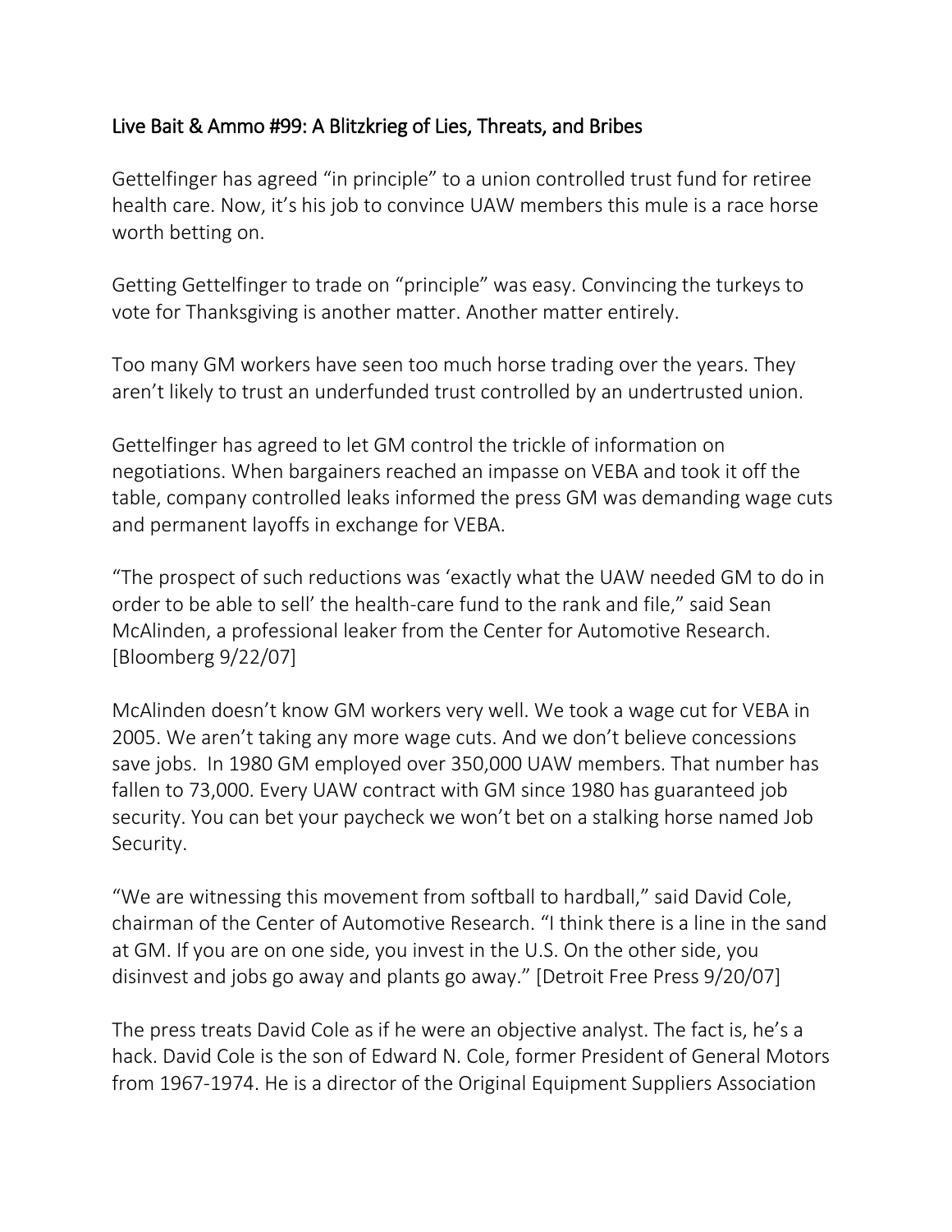## Live Bait & Ammo #99: A Blitzkrieg of Lies, Threats, and Bribes

Gettelfinger has agreed "in principle" to a union controlled trust fund for retiree health care. Now, it's his job to convince UAW members this mule is a race horse worth betting on.

Getting Gettelfinger to trade on "principle" was easy. Convincing the turkeys to vote for Thanksgiving is another matter. Another matter entirely.

Too many GM workers have seen too much horse trading over the years. They aren't likely to trust an underfunded trust controlled by an undertrusted union.

Gettelfinger has agreed to let GM control the trickle of information on negotiations. When bargainers reached an impasse on VEBA and took it off the table, company controlled leaks informed the press GM was demanding wage cuts and permanent layoffs in exchange for VEBA.

"The prospect of such reductions was 'exactly what the UAW needed GM to do in order to be able to sell' the health-care fund to the rank and file," said Sean McAlinden, a professional leaker from the Center for Automotive Research. [Bloomberg 9/22/07]

McAlinden doesn't know GM workers very well. We took a wage cut for VEBA in 2005. We aren't taking any more wage cuts. And we don't believe concessions save jobs. In 1980 GM employed over 350,000 UAW members. That number has fallen to 73,000. Every UAW contract with GM since 1980 has guaranteed job security. You can bet your paycheck we won't bet on a stalking horse named Job Security.

"We are witnessing this movement from softball to hardball," said David Cole, chairman of the Center of Automotive Research. "I think there is a line in the sand at GM. If you are on one side, you invest in the U.S. On the other side, you disinvest and jobs go away and plants go away." [Detroit Free Press 9/20/07]

The press treats David Cole as if he were an objective analyst. The fact is, he's a hack. David Cole is the son of Edward N. Cole, former President of General Motors from 1967-1974. He is a director of the Original Equipment Suppliers Association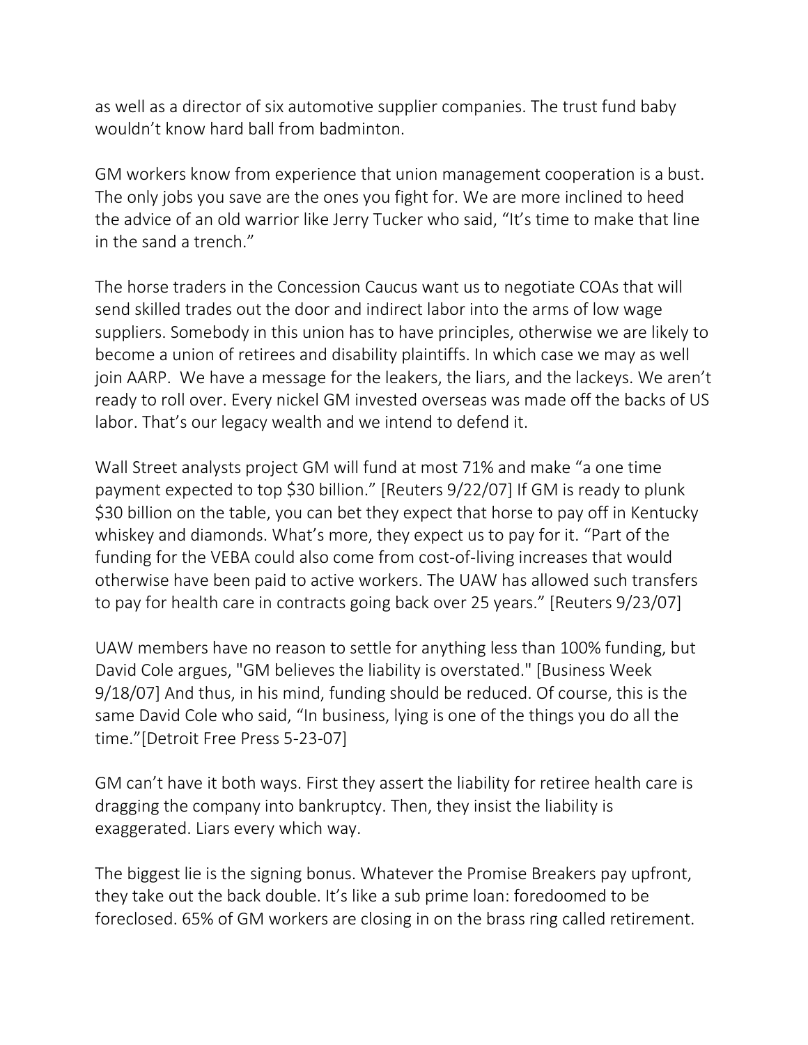as well as a director of six automotive supplier companies. The trust fund baby wouldn't know hard ball from badminton.

GM workers know from experience that union management cooperation is a bust. The only jobs you save are the ones you fight for. We are more inclined to heed the advice of an old warrior like Jerry Tucker who said, "It's time to make that line in the sand a trench."

The horse traders in the Concession Caucus want us to negotiate COAs that will send skilled trades out the door and indirect labor into the arms of low wage suppliers. Somebody in this union has to have principles, otherwise we are likely to become a union of retirees and disability plaintiffs. In which case we may as well join AARP. We have a message for the leakers, the liars, and the lackeys. We aren't ready to roll over. Every nickel GM invested overseas was made off the backs of US labor. That's our legacy wealth and we intend to defend it.

Wall Street analysts project GM will fund at most 71% and make "a one time payment expected to top $30 billion." [Reuters 9/22/07] If GM is ready to plunk $30 billion on the table, you can bet they expect that horse to pay off in Kentucky whiskey and diamonds. What's more, they expect us to pay for it. "Part of the funding for the VEBA could also come from cost-of-living increases that would otherwise have been paid to active workers. The UAW has allowed such transfers to pay for health care in contracts going back over 25 years." [Reuters 9/23/07]

UAW members have no reason to settle for anything less than 100% funding, but David Cole argues, "GM believes the liability is overstated." [Business Week 9/18/07] And thus, in his mind, funding should be reduced. Of course, this is the same David Cole who said, "In business, lying is one of the things you do all the time."[Detroit Free Press 5-23-07]

GM can't have it both ways. First they assert the liability for retiree health care is dragging the company into bankruptcy. Then, they insist the liability is exaggerated. Liars every which way.

The biggest lie is the signing bonus. Whatever the Promise Breakers pay upfront, they take out the back double. It's like a sub prime loan: foredoomed to be foreclosed. 65% of GM workers are closing in on the brass ring called retirement.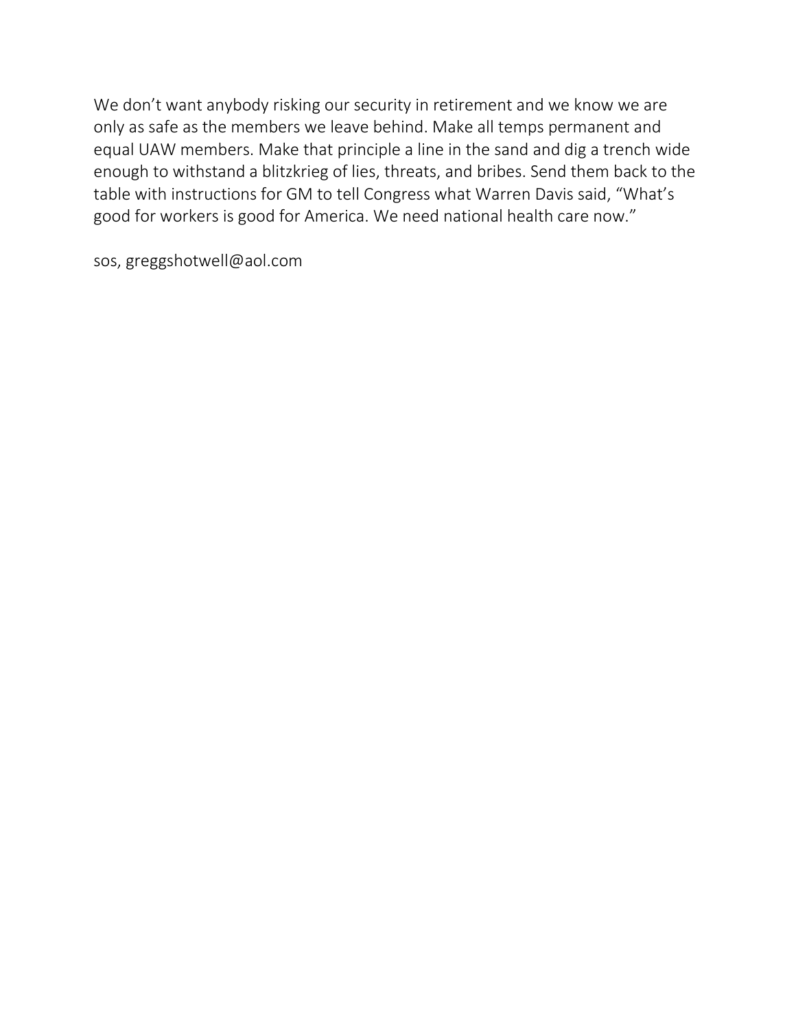We don't want anybody risking our security in retirement and we know we are only as safe as the members we leave behind. Make all temps permanent and equal UAW members. Make that principle a line in the sand and dig a trench wide enough to withstand a blitzkrieg of lies, threats, and bribes. Send them back to the table with instructions for GM to tell Congress what Warren Davis said, "What's good for workers is good for America. We need national health care now."

sos, greggshotwell@aol.com